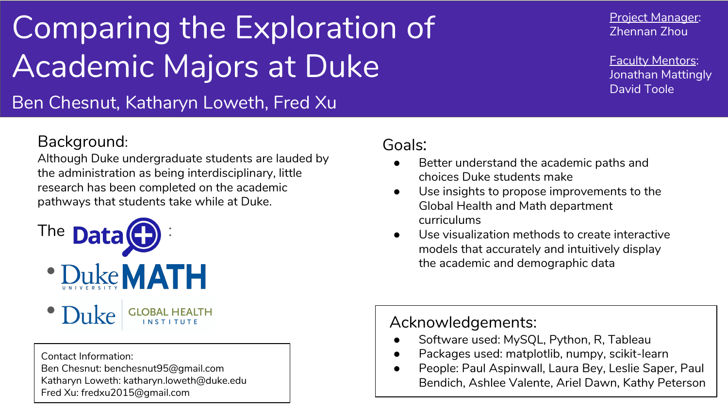# Comparing the Exploration of Academic Majors at Duke

Ben Chesnut, Katharyn Loweth, Fred Xu

Project Manager:
Zhennan Zhou

Faculty Mentors:
Jonathan Mattingly
David Toole

## Background:

Although Duke undergraduate students are lauded by the administration as being interdisciplinary, little research has been completed on the academic pathways that students take while at Duke.

The Data+:

- Duke MATH
- Duke Global Health Institute

Contact Information:
Ben Chesnut: benchesnut95@gmail.com
Katharyn Loweth: katharyn.loweth@duke.edu
Fred Xu: fredxu2015@gmail.com

## Goals:

- Better understand the academic paths and choices Duke students make
- Use insights to propose improvements to the Global Health and Math department curriculums
- Use visualization methods to create interactive models that accurately and intuitively display the academic and demographic data

## Acknowledgements:

- Software used: MySQL, Python, R, Tableau
- Packages used: matplotlib, numpy, scikit-learn
- People: Paul Aspinwall, Laura Bey, Leslie Saper, Paul Bendich, Ashlee Valente, Ariel Dawn, Kathy Peterson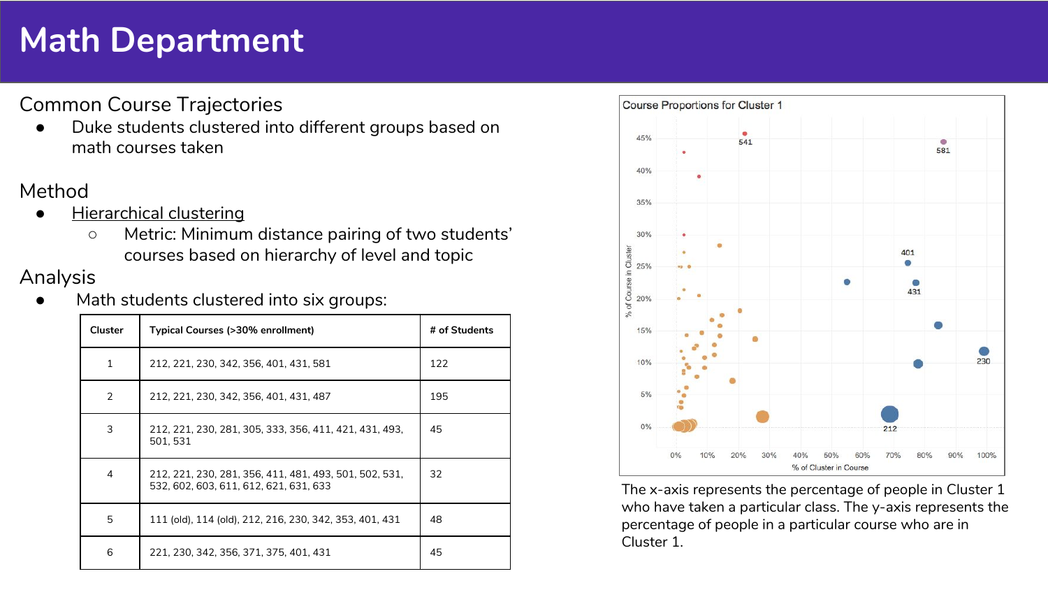# Math Department

## Common Course Trajectories

- Duke students clustered into different groups based on math courses taken

## Method

- Hierarchical clustering
  - Metric: Minimum distance pairing of two students' courses based on hierarchy of level and topic

## Analysis

- Math students clustered into six groups:

| Cluster | Typical Courses (>30% enrollment) | # of Students |
| --- | --- | --- |
| 1 | 212, 221, 230, 342, 356, 401, 431, 581 | 122 |
| 2 | 212, 221, 230, 342, 356, 401, 431, 487 | 195 |
| 3 | 212, 221, 230, 281, 305, 333, 356, 411, 421, 431, 493, 501, 531 | 45 |
| 4 | 212, 221, 230, 281, 356, 411, 481, 493, 501, 502, 531, 532, 602, 603, 611, 612, 621, 631, 633 | 32 |
| 5 | 111 (old), 114 (old), 212, 216, 230, 342, 353, 401, 431 | 48 |
| 6 | 221, 230, 342, 356, 371, 375, 401, 431 | 45 |

Course Proportions for Cluster 1

The x-axis represents the percentage of people in Cluster 1 who have taken a particular class. The y-axis represents the percentage of people in a particular course who are in Cluster 1.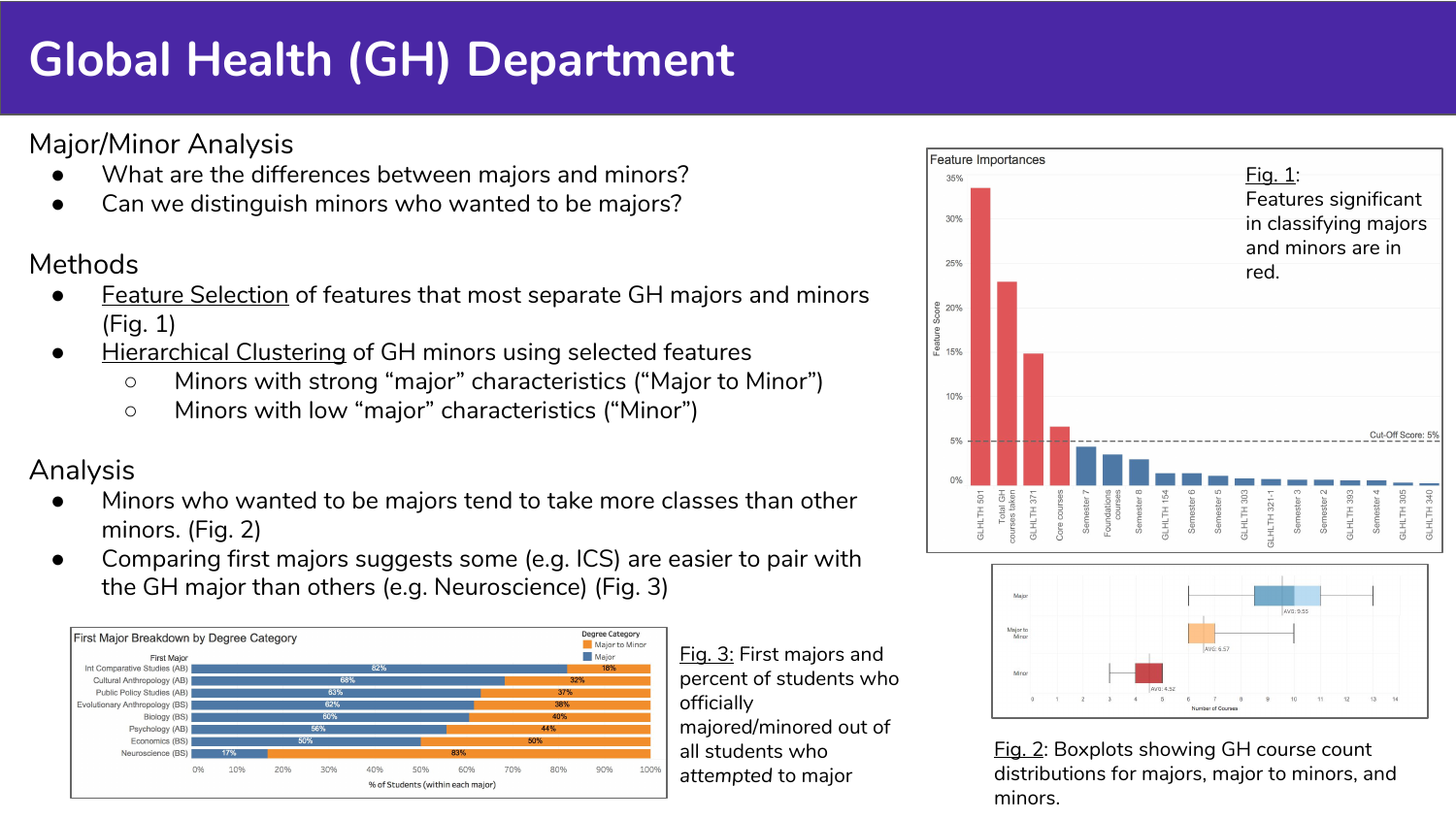# Global Health (GH) Department

## Major/Minor Analysis

- What are the differences between majors and minors?
- Can we distinguish minors who wanted to be majors?

## Methods

- Feature Selection of features that most separate GH majors and minors (Fig. 1)
- Hierarchical Clustering of GH minors using selected features
  - Minors with strong "major" characteristics ("Major to Minor")
  - Minors with low "major" characteristics ("Minor")

## Analysis

- Minors who wanted to be majors tend to take more classes than other minors. (Fig. 2)
- Comparing first majors suggests some (e.g. ICS) are easier to pair with the GH major than others (e.g. Neuroscience) (Fig. 3)

Feature Importances

Feature Score

35%
30%
25%
20%
15%
10%
5%
0%

Cut-Off Score: 5%

GLHLTH 501
Total GH courses taken
GLHLTH 371
Core courses
Semester 7
Foundations courses
Semester 8
GLHLTH 154
Semester 6
Semester 5
GLHLTH 303
GLHLTH 321-1
Semester 3
Semester 2
GLHLTH 393
Semester 4
GLHLTH 305
GLHLTH 340

Fig. 1: Features significant in classifying majors and minors are in red.

Major
Major to Minor
Minor

AVG: 9.55
AVG: 6.57
AVG: 4.52

0 1 2 3 4 5 6 7 8 9 10 11 12 13 14

Number of Courses

Fig. 2: Boxplots showing GH course count distributions for majors, major to minors, and minors.

First Major Breakdown by Degree Category

Degree Category
Major to Minor
Major

First Major

Int Comparative Studies (AB) 82% 18%
Cultural Anthropology (AB) 68% 32%
Public Policy Studies (AB) 63% 37%
Evolutionary Anthropology (BS) 62% 38%
Biology (BS) 60% 40%
Psychology (AB) 56% 44%
Economics (BS) 50% 50%
Neuroscience (BS) 17% 83%

0% 10% 20% 30% 40% 50% 60% 70% 80% 90% 100%

% of Students (within each major)

Fig. 3: First majors and percent of students who officially majored/minored out of all students who attempted to major